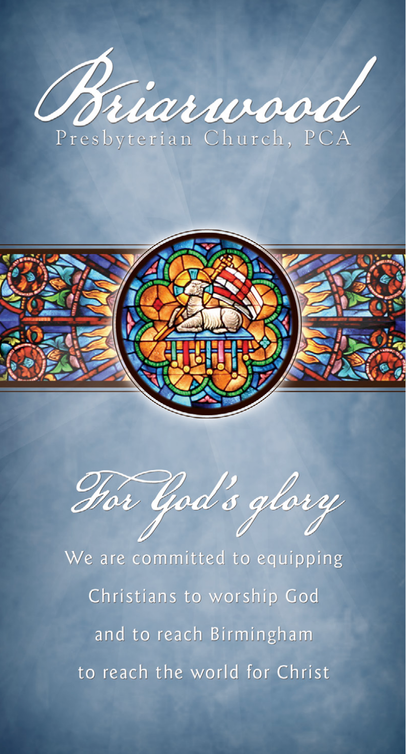# Briarwood

Presbyterian Church, PCA

## *For God's glory*

We are committed to equipping

Christians to worship God

and to reach Birmingham

to reach the world for Christ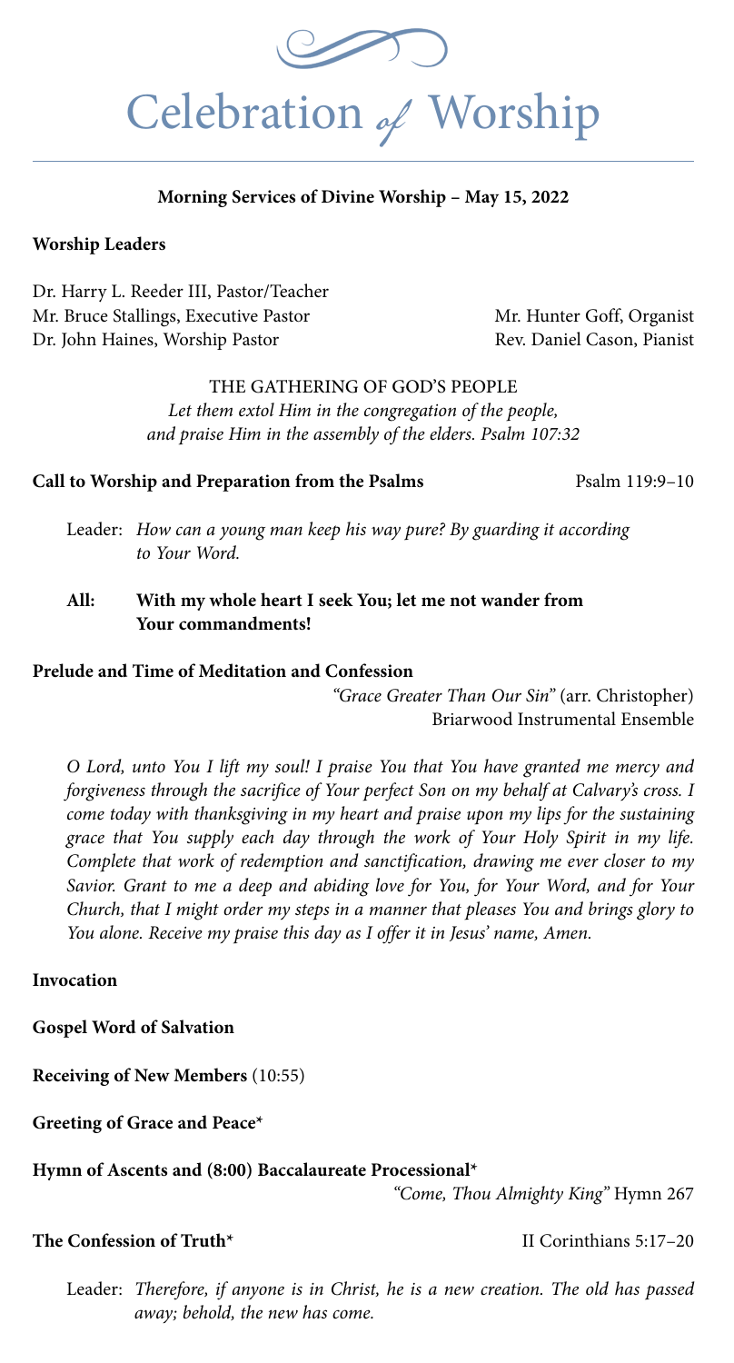# Celebration *of* Worship

**Morning Services of Divine Worship – May 15, 2022**

**Worship Leaders**

Dr. Harry L. Reeder III, Pastor/Teacher
Mr. Bruce Stallings, Executive Pastor
Dr. John Haines, Worship Pastor

Mr. Hunter Goff, Organist
Rev. Daniel Cason, Pianist

THE GATHERING OF GOD'S PEOPLE

*Let them extol Him in the congregation of the people, and praise Him in the assembly of the elders. Psalm 107:32*

**Call to Worship and Preparation from the Psalms** Psalm 119:9–10

Leader: *How can a young man keep his way pure? By guarding it according to Your Word.*

**All: With my whole heart I seek You; let me not wander from Your commandments!**

**Prelude and Time of Meditation and Confession**

*"Grace Greater Than Our Sin"* (arr. Christopher)
Briarwood Instrumental Ensemble

*O Lord, unto You I lift my soul! I praise You that You have granted me mercy and forgiveness through the sacrifice of Your perfect Son on my behalf at Calvary's cross. I come today with thanksgiving in my heart and praise upon my lips for the sustaining grace that You supply each day through the work of Your Holy Spirit in my life. Complete that work of redemption and sanctification, drawing me ever closer to my Savior. Grant to me a deep and abiding love for You, for Your Word, and for Your Church, that I might order my steps in a manner that pleases You and brings glory to You alone. Receive my praise this day as I offer it in Jesus' name, Amen.*

**Invocation**

**Gospel Word of Salvation**

**Receiving of New Members** (10:55)

**Greeting of Grace and Peace***

**Hymn of Ascents and (8:00) Baccalaureate Processional***

*"Come, Thou Almighty King"* Hymn 267

**The Confession of Truth*** II Corinthians 5:17–20

Leader: *Therefore, if anyone is in Christ, he is a new creation. The old has passed away; behold, the new has come.*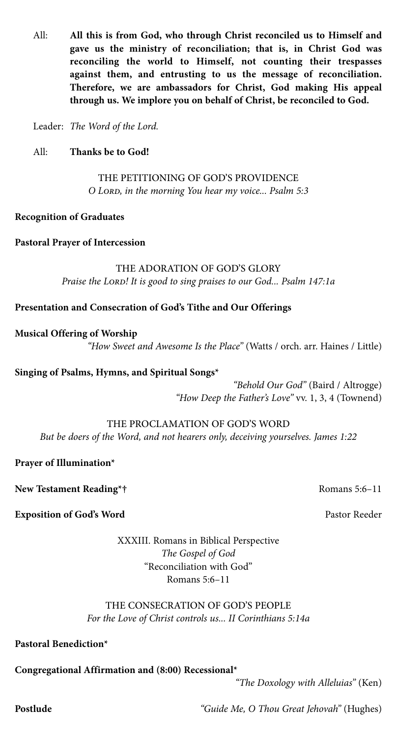All: **All this is from God, who through Christ reconciled us to Himself and gave us the ministry of reconciliation; that is, in Christ God was reconciling the world to Himself, not counting their trespasses against them, and entrusting to us the message of reconciliation. Therefore, we are ambassadors for Christ, God making His appeal through us. We implore you on behalf of Christ, be reconciled to God.**

Leader: *The Word of the Lord.*

All: **Thanks be to God!**

THE PETITIONING OF GOD'S PROVIDENCE
*O Lord, in the morning You hear my voice... Psalm 5:3*

**Recognition of Graduates**

**Pastoral Prayer of Intercession**

THE ADORATION OF GOD'S GLORY
*Praise the Lord! It is good to sing praises to our God... Psalm 147:1a*

**Presentation and Consecration of God's Tithe and Our Offerings**

**Musical Offering of Worship**
*"How Sweet and Awesome Is the Place"* (Watts / orch. arr. Haines / Little)

**Singing of Psalms, Hymns, and Spiritual Songs***
*"Behold Our God"* (Baird / Altrogge)
*"How Deep the Father's Love"* vv. 1, 3, 4 (Townend)

THE PROCLAMATION OF GOD'S WORD
*But be doers of the Word, and not hearers only, deceiving yourselves. James 1:22*

**Prayer of Illumination***

**New Testament Reading*†** Romans 5:6–11

**Exposition of God's Word** Pastor Reeder

XXXIII. Romans in Biblical Perspective
*The Gospel of God*
"Reconciliation with God"
Romans 5:6–11

THE CONSECRATION OF GOD'S PEOPLE
*For the Love of Christ controls us... II Corinthians 5:14a*

**Pastoral Benediction***

**Congregational Affirmation and (8:00) Recessional***
*"The Doxology with Alleluias"* (Ken)

**Postlude** *"Guide Me, O Thou Great Jehovah"* (Hughes)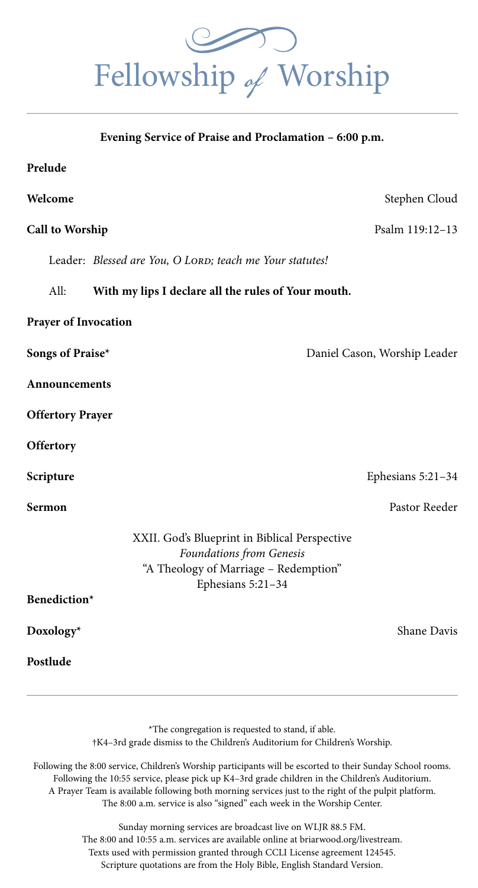# Fellowship *of* Worship

**Evening Service of Praise and Proclamation – 6:00 p.m.**

**Prelude**

**Welcome** — Stephen Cloud

**Call to Worship** — Psalm 119:12–13

Leader: *Blessed are You, O LORD; teach me Your statutes!*

All: **With my lips I declare all the rules of Your mouth.**

**Prayer of Invocation**

**Songs of Praise*** — Daniel Cason, Worship Leader

**Announcements**

**Offertory Prayer**

**Offertory**

**Scripture** — Ephesians 5:21–34

**Sermon** — Pastor Reeder

XXII. God's Blueprint in Biblical Perspective
*Foundations from Genesis*
"A Theology of Marriage – Redemption"
Ephesians 5:21–34

**Benediction***

**Doxology*** — Shane Davis

**Postlude**

---

*The congregation is requested to stand, if able.
†K4–3rd grade dismiss to the Children's Auditorium for Children's Worship.

Following the 8:00 service, Children's Worship participants will be escorted to their Sunday School rooms.
Following the 10:55 service, please pick up K4–3rd grade children in the Children's Auditorium.
A Prayer Team is available following both morning services just to the right of the pulpit platform.
The 8:00 a.m. service is also "signed" each week in the Worship Center.

Sunday morning services are broadcast live on WLJR 88.5 FM.
The 8:00 and 10:55 a.m. services are available online at briarwood.org/livestream.
Texts used with permission granted through CCLI License agreement 124545.
Scripture quotations are from the Holy Bible, English Standard Version.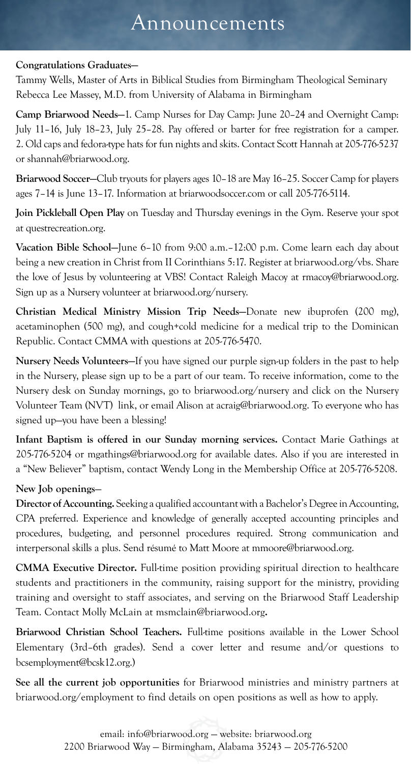# Announcements

**Congratulations Graduates—**

Tammy Wells, Master of Arts in Biblical Studies from Birmingham Theological Seminary
Rebecca Lee Massey, M.D. from University of Alabama in Birmingham

**Camp Briarwood Needs—**1. Camp Nurses for Day Camp: June 20–24 and Overnight Camp: July 11–16, July 18–23, July 25–28. Pay offered or barter for free registration for a camper. 2. Old caps and fedora-type hats for fun nights and skits. Contact Scott Hannah at 205-776-5237 or shannah@briarwood.org.

**Briarwood Soccer—**Club tryouts for players ages 10–18 are May 16–25. Soccer Camp for players ages 7–14 is June 13–17. Information at briarwoodsoccer.com or call 205-776-5114.

**Join Pickleball Open Play** on Tuesday and Thursday evenings in the Gym. Reserve your spot at questrecreation.org.

**Vacation Bible School—**June 6–10 from 9:00 a.m.–12:00 p.m. Come learn each day about being a new creation in Christ from II Corinthians 5:17. Register at briarwood.org/vbs. Share the love of Jesus by volunteering at VBS! Contact Raleigh Macoy at rmacoy@briarwood.org. Sign up as a Nursery volunteer at briarwood.org/nursery.

**Christian Medical Ministry Mission Trip Needs—**Donate new ibuprofen (200 mg), acetaminophen (500 mg), and cough+cold medicine for a medical trip to the Dominican Republic. Contact CMMA with questions at 205-776-5470.

**Nursery Needs Volunteers—**If you have signed our purple sign-up folders in the past to help in the Nursery, please sign up to be a part of our team. To receive information, come to the Nursery desk on Sunday mornings, go to briarwood.org/nursery and click on the Nursery Volunteer Team (NVT) link, or email Alison at acraig@briarwood.org. To everyone who has signed up—you have been a blessing!

**Infant Baptism is offered in our Sunday morning services.** Contact Marie Gathings at 205-776-5204 or mgathings@briarwood.org for available dates. Also if you are interested in a "New Believer" baptism, contact Wendy Long in the Membership Office at 205-776-5208.

**New Job openings—**

**Director of Accounting.** Seeking a qualified accountant with a Bachelor's Degree in Accounting, CPA preferred. Experience and knowledge of generally accepted accounting principles and procedures, budgeting, and personnel procedures required. Strong communication and interpersonal skills a plus. Send résumé to Matt Moore at mmoore@briarwood.org.

**CMMA Executive Director.** Full-time position providing spiritual direction to healthcare students and practitioners in the community, raising support for the ministry, providing training and oversight to staff associates, and serving on the Briarwood Staff Leadership Team. Contact Molly McLain at msmclain@briarwood.org**.**

**Briarwood Christian School Teachers.** Full-time positions available in the Lower School Elementary (3rd–6th grades). Send a cover letter and resume and/or questions to bcsemployment@bcsk12.org.)

**See all the current job opportunities** for Briarwood ministries and ministry partners at briarwood.org/employment to find details on open positions as well as how to apply.

email: info@briarwood.org — website: briarwood.org
2200 Briarwood Way — Birmingham, Alabama 35243 — 205-776-5200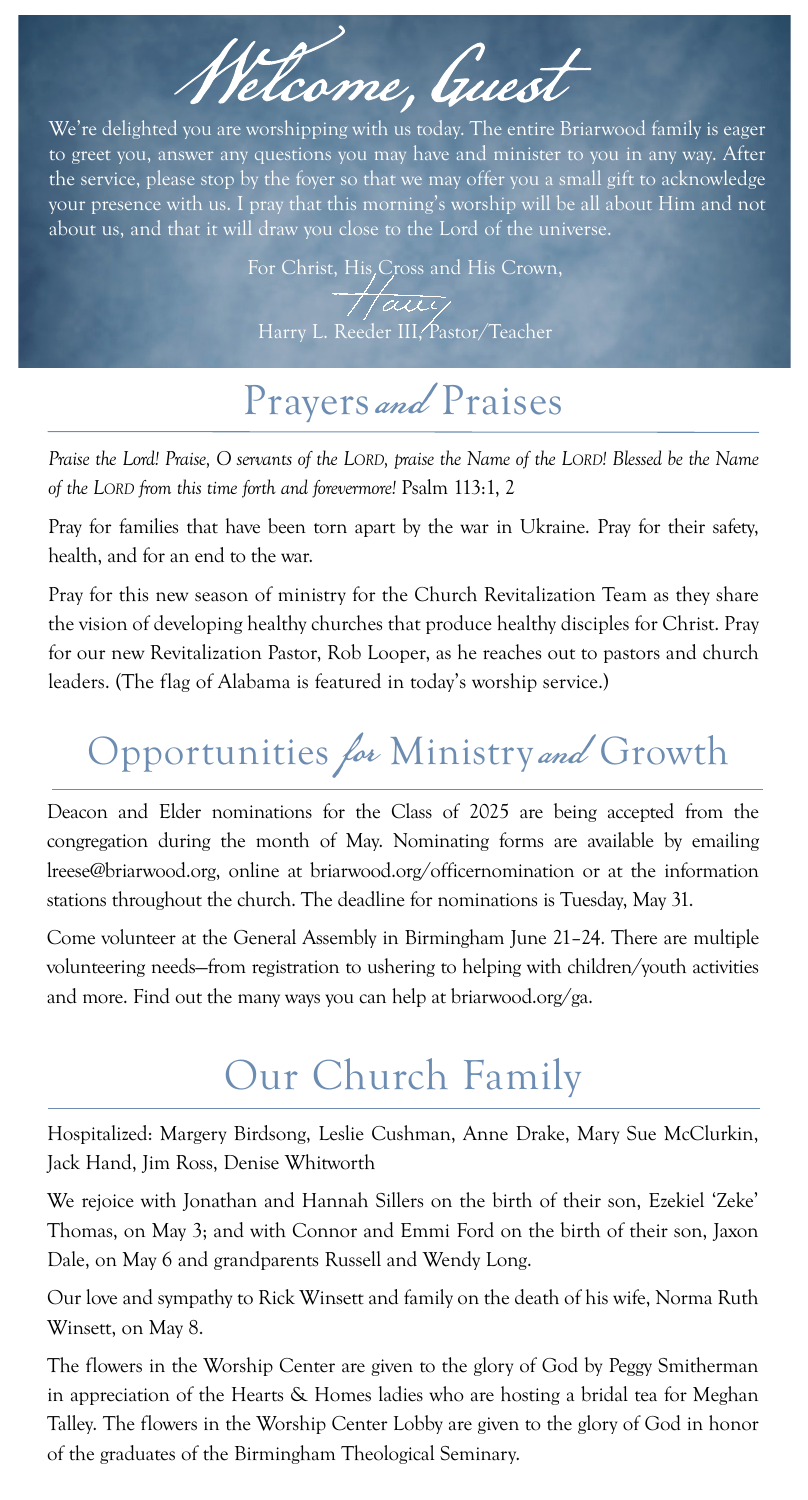# Welcome, Guest

We're delighted you are worshipping with us today. The entire Briarwood family is eager to greet you, answer any questions you may have and minister to you in any way. After the service, please stop by the foyer so that we may offer you a small gift to acknowledge your presence with us. I pray that this morning's worship will be all about Him and not about us, and that it will draw you close to the Lord of the universe.

For Christ, His Cross and His Crown,

Harry

Harry L. Reeder III, Pastor/Teacher

## Prayers *and* Praises

*Praise the Lord! Praise, O servants of the LORD, praise the Name of the LORD! Blessed be the Name of the LORD from this time forth and forevermore!* Psalm 113:1, 2

Pray for families that have been torn apart by the war in Ukraine. Pray for their safety, health, and for an end to the war.

Pray for this new season of ministry for the Church Revitalization Team as they share the vision of developing healthy churches that produce healthy disciples for Christ. Pray for our new Revitalization Pastor, Rob Looper, as he reaches out to pastors and church leaders. (The flag of Alabama is featured in today's worship service.)

## Opportunities *for* Ministry *and* Growth

Deacon and Elder nominations for the Class of 2025 are being accepted from the congregation during the month of May. Nominating forms are available by emailing lreese@briarwood.org, online at briarwood.org/officernomination or at the information stations throughout the church. The deadline for nominations is Tuesday, May 31.

Come volunteer at the General Assembly in Birmingham June 21–24. There are multiple volunteering needs—from registration to ushering to helping with children/youth activities and more. Find out the many ways you can help at briarwood.org/ga.

## Our Church Family

Hospitalized: Margery Birdsong, Leslie Cushman, Anne Drake, Mary Sue McClurkin, Jack Hand, Jim Ross, Denise Whitworth

We rejoice with Jonathan and Hannah Sillers on the birth of their son, Ezekiel 'Zeke' Thomas, on May 3; and with Connor and Emmi Ford on the birth of their son, Jaxon Dale, on May 6 and grandparents Russell and Wendy Long.

Our love and sympathy to Rick Winsett and family on the death of his wife, Norma Ruth Winsett, on May 8.

The flowers in the Worship Center are given to the glory of God by Peggy Smitherman in appreciation of the Hearts & Homes ladies who are hosting a bridal tea for Meghan Talley. The flowers in the Worship Center Lobby are given to the glory of God in honor of the graduates of the Birmingham Theological Seminary.